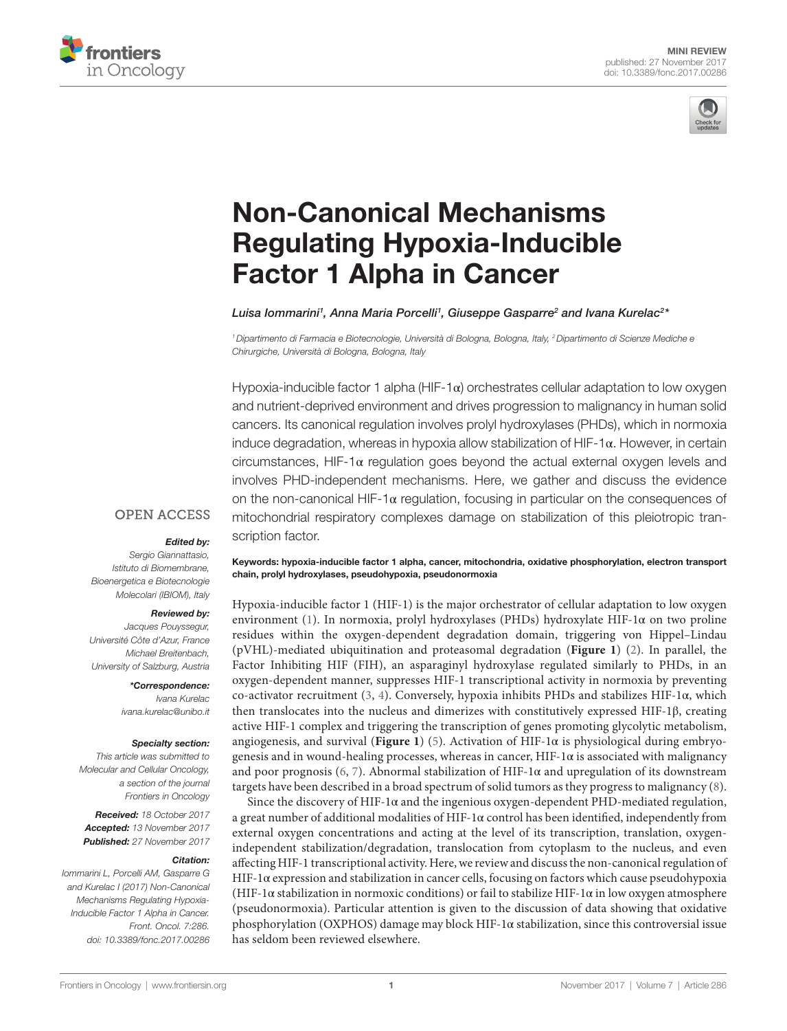MINI REVIEW
published: 27 November 2017
doi: 10.3389/fonc.2017.00286

# Non-Canonical Mechanisms Regulating Hypoxia-Inducible Factor 1 Alpha in Cancer

*Luisa Iommarini[1], Anna Maria Porcelli[1], Giuseppe Gasparre[2] and Ivana Kurelac[2]**

*[1] Dipartimento di Farmacia e Biotecnologie, Università di Bologna, Bologna, Italy, [2] Dipartimento di Scienze Mediche e Chirurgiche, Università di Bologna, Bologna, Italy*

Hypoxia-inducible factor 1 alpha (HIF-1α) orchestrates cellular adaptation to low oxygen and nutrient-deprived environment and drives progression to malignancy in human solid cancers. Its canonical regulation involves prolyl hydroxylases (PHDs), which in normoxia induce degradation, whereas in hypoxia allow stabilization of HIF-1α. However, in certain circumstances, HIF-1α regulation goes beyond the actual external oxygen levels and involves PHD-independent mechanisms. Here, we gather and discuss the evidence on the non-canonical HIF-1α regulation, focusing in particular on the consequences of mitochondrial respiratory complexes damage on stabilization of this pleiotropic transcription factor.

**Keywords: hypoxia-inducible factor 1 alpha, cancer, mitochondria, oxidative phosphorylation, electron transport chain, prolyl hydroxylases, pseudohypoxia, pseudonormoxia**

OPEN ACCESS

***Edited by:***
*Sergio Giannattasio, Istituto di Biomembrane, Bioenergetica e Biotecnologie Molecolari (IBIOM), Italy*

***Reviewed by:***
*Jacques Pouyssegur, Université Côte d'Azur, France*
*Michael Breitenbach, University of Salzburg, Austria*

***\*Correspondence:***
*Ivana Kurelac*
*ivana.kurelac@unibo.it*

***Specialty section:***
*This article was submitted to Molecular and Cellular Oncology, a section of the journal Frontiers in Oncology*

***Received:*** *18 October 2017*
***Accepted:*** *13 November 2017*
***Published:*** *27 November 2017*

***Citation:***
*Iommarini L, Porcelli AM, Gasparre G and Kurelac I (2017) Non-Canonical Mechanisms Regulating Hypoxia-Inducible Factor 1 Alpha in Cancer. Front. Oncol. 7:286. doi: 10.3389/fonc.2017.00286*

Hypoxia-inducible factor 1 (HIF-1) is the major orchestrator of cellular adaptation to low oxygen environment (1). In normoxia, prolyl hydroxylases (PHDs) hydroxylate HIF-1α on two proline residues within the oxygen-dependent degradation domain, triggering von Hippel–Lindau (pVHL)-mediated ubiquitination and proteasomal degradation (**Figure 1**) (2). In parallel, the Factor Inhibiting HIF (FIH), an asparaginyl hydroxylase regulated similarly to PHDs, in an oxygen-dependent manner, suppresses HIF-1 transcriptional activity in normoxia by preventing co-activator recruitment (3, 4). Conversely, hypoxia inhibits PHDs and stabilizes HIF-1α, which then translocates into the nucleus and dimerizes with constitutively expressed HIF-1β, creating active HIF-1 complex and triggering the transcription of genes promoting glycolytic metabolism, angiogenesis, and survival (**Figure 1**) (5). Activation of HIF-1α is physiological during embryogenesis and in wound-healing processes, whereas in cancer, HIF-1α is associated with malignancy and poor prognosis (6, 7). Abnormal stabilization of HIF-1α and upregulation of its downstream targets have been described in a broad spectrum of solid tumors as they progress to malignancy (8).

Since the discovery of HIF-1α and the ingenious oxygen-dependent PHD-mediated regulation, a great number of additional modalities of HIF-1α control has been identified, independently from external oxygen concentrations and acting at the level of its transcription, translation, oxygen-independent stabilization/degradation, translocation from cytoplasm to the nucleus, and even affecting HIF-1 transcriptional activity. Here, we review and discuss the non-canonical regulation of HIF-1α expression and stabilization in cancer cells, focusing on factors which cause pseudohypoxia (HIF-1α stabilization in normoxic conditions) or fail to stabilize HIF-1α in low oxygen atmosphere (pseudonormoxia). Particular attention is given to the discussion of data showing that oxidative phosphorylation (OXPHOS) damage may block HIF-1α stabilization, since this controversial issue has seldom been reviewed elsewhere.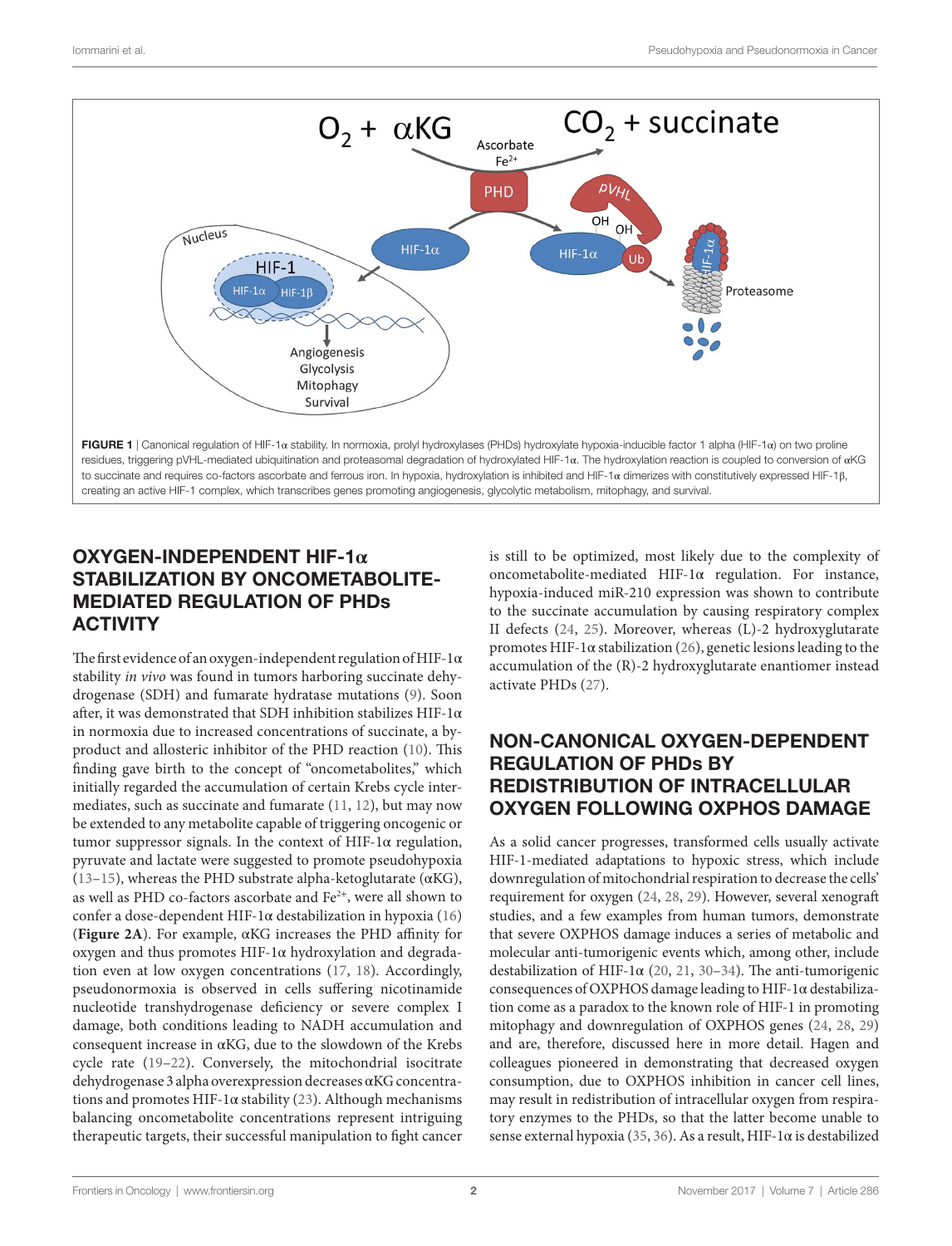**FIGURE 1** | Canonical regulation of HIF-1α stability. In normoxia, prolyl hydroxylases (PHDs) hydroxylate hypoxia-inducible factor 1 alpha (HIF-1α) on two proline residues, triggering pVHL-mediated ubiquitination and proteasomal degradation of hydroxylated HIF-1α. The hydroxylation reaction is coupled to conversion of αKG to succinate and requires co-factors ascorbate and ferrous iron. In hypoxia, hydroxylation is inhibited and HIF-1α dimerizes with constitutively expressed HIF-1β, creating an active HIF-1 complex, which transcribes genes promoting angiogenesis, glycolytic metabolism, mitophagy, and survival.

## OXYGEN-INDEPENDENT HIF-1α STABILIZATION BY ONCOMETABOLITE-MEDIATED REGULATION OF PHDs ACTIVITY

The first evidence of an oxygen-independent regulation of HIF-1α stability *in vivo* was found in tumors harboring succinate dehydrogenase (SDH) and fumarate hydratase mutations (9). Soon after, it was demonstrated that SDH inhibition stabilizes HIF-1α in normoxia due to increased concentrations of succinate, a by-product and allosteric inhibitor of the PHD reaction (10). This finding gave birth to the concept of "oncometabolites," which initially regarded the accumulation of certain Krebs cycle intermediates, such as succinate and fumarate (11, 12), but may now be extended to any metabolite capable of triggering oncogenic or tumor suppressor signals. In the context of HIF-1α regulation, pyruvate and lactate were suggested to promote pseudohypoxia (13–15), whereas the PHD substrate alpha-ketoglutarate (αKG), as well as PHD co-factors ascorbate and $Fe^{2+}$, were all shown to confer a dose-dependent HIF-1α destabilization in hypoxia (16) (**Figure 2A**). For example, αKG increases the PHD affinity for oxygen and thus promotes HIF-1α hydroxylation and degradation even at low oxygen concentrations (17, 18). Accordingly, pseudonormoxia is observed in cells suffering nicotinamide nucleotide transhydrogenase deficiency or severe complex I damage, both conditions leading to NADH accumulation and consequent increase in αKG, due to the slowdown of the Krebs cycle rate (19–22). Conversely, the mitochondrial isocitrate dehydrogenase 3 alpha overexpression decreases αKG concentrations and promotes HIF-1α stability (23). Although mechanisms balancing oncometabolite concentrations represent intriguing therapeutic targets, their successful manipulation to fight cancer is still to be optimized, most likely due to the complexity of oncometabolite-mediated HIF-1α regulation. For instance, hypoxia-induced miR-210 expression was shown to contribute to the succinate accumulation by causing respiratory complex II defects (24, 25). Moreover, whereas (L)-2 hydroxyglutarate promotes HIF-1α stabilization (26), genetic lesions leading to the accumulation of the (R)-2 hydroxyglutarate enantiomer instead activate PHDs (27).

## NON-CANONICAL OXYGEN-DEPENDENT REGULATION OF PHDs BY REDISTRIBUTION OF INTRACELLULAR OXYGEN FOLLOWING OXPHOS DAMAGE

As a solid cancer progresses, transformed cells usually activate HIF-1-mediated adaptations to hypoxic stress, which include downregulation of mitochondrial respiration to decrease the cells' requirement for oxygen (24, 28, 29). However, several xenograft studies, and a few examples from human tumors, demonstrate that severe OXPHOS damage induces a series of metabolic and molecular anti-tumorigenic events which, among other, include destabilization of HIF-1α (20, 21, 30–34). The anti-tumorigenic consequences of OXPHOS damage leading to HIF-1α destabilization come as a paradox to the known role of HIF-1 in promoting mitophagy and downregulation of OXPHOS genes (24, 28, 29) and are, therefore, discussed here in more detail. Hagen and colleagues pioneered in demonstrating that decreased oxygen consumption, due to OXPHOS inhibition in cancer cell lines, may result in redistribution of intracellular oxygen from respiratory enzymes to the PHDs, so that the latter become unable to sense external hypoxia (35, 36). As a result, HIF-1α is destabilized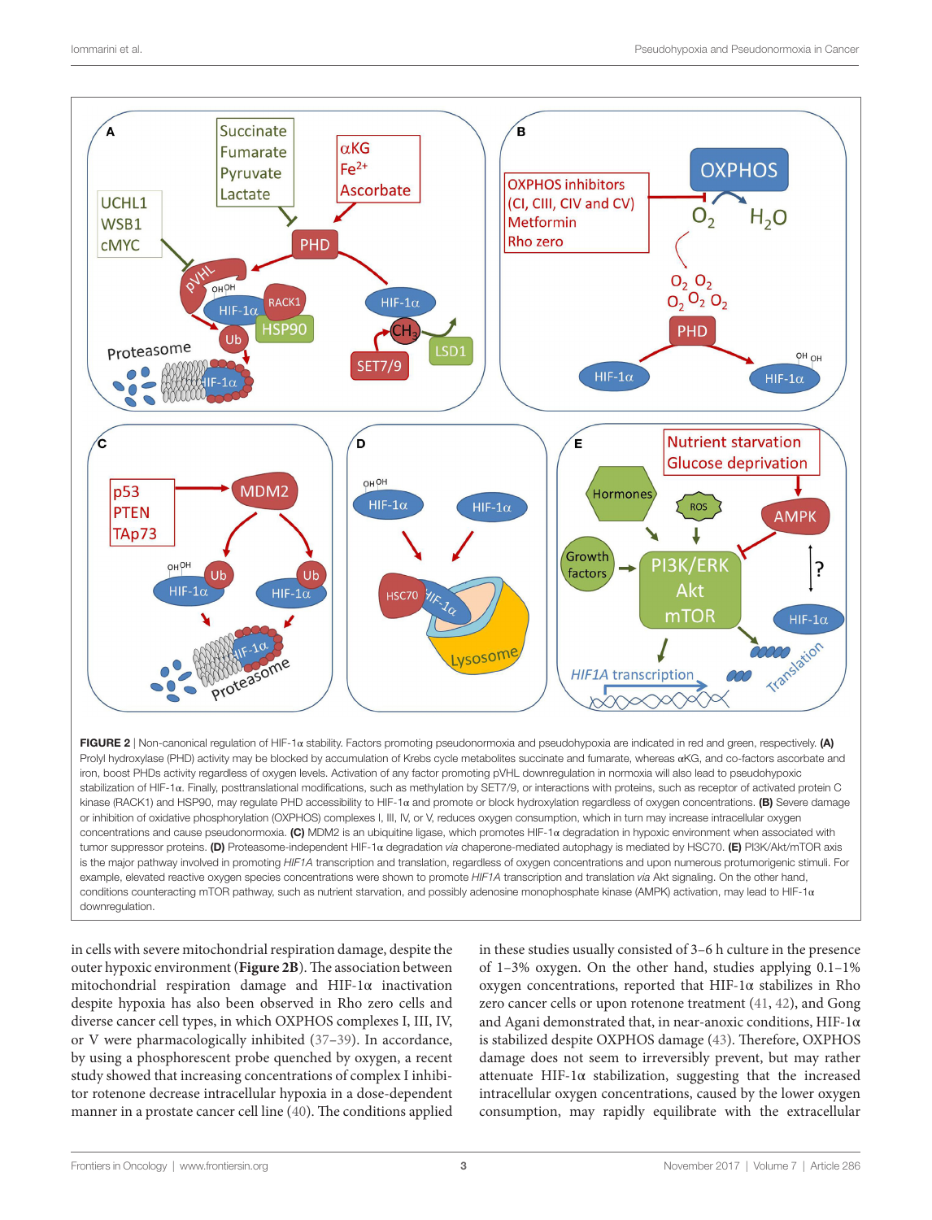**FIGURE 2** | Non-canonical regulation of HIF-1α stability. Factors promoting pseudonormoxia and pseudohypoxia are indicated in red and green, respectively. **(A)** Prolyl hydroxylase (PHD) activity may be blocked by accumulation of Krebs cycle metabolites succinate and fumarate, whereas αKG, and co-factors ascorbate and iron, boost PHDs activity regardless of oxygen levels. Activation of any factor promoting pVHL downregulation in normoxia will also lead to pseudohypoxic stabilization of HIF-1α. Finally, posttranslational modifications, such as methylation by SET7/9, or interactions with proteins, such as receptor of activated protein C kinase (RACK1) and HSP90, may regulate PHD accessibility to HIF-1α and promote or block hydroxylation regardless of oxygen concentrations. **(B)** Severe damage or inhibition of oxidative phosphorylation (OXPHOS) complexes I, III, IV, or V, reduces oxygen consumption, which in turn may increase intracellular oxygen concentrations and cause pseudonormoxia. **(C)** MDM2 is an ubiquitine ligase, which promotes HIF-1α degradation in hypoxic environment when associated with tumor suppressor proteins. **(D)** Proteasome-independent HIF-1α degradation *via* chaperone-mediated autophagy is mediated by HSC70. **(E)** PI3K/Akt/mTOR axis is the major pathway involved in promoting *HIF1A* transcription and translation, regardless of oxygen concentrations and upon numerous protumorigenic stimuli. For example, elevated reactive oxygen species concentrations were shown to promote *HIF1A* transcription and translation *via* Akt signaling. On the other hand, conditions counteracting mTOR pathway, such as nutrient starvation, and possibly adenosine monophosphate kinase (AMPK) activation, may lead to HIF-1α downregulation.

in cells with severe mitochondrial respiration damage, despite the outer hypoxic environment (**Figure 2B**). The association between mitochondrial respiration damage and HIF-1α inactivation despite hypoxia has also been observed in Rho zero cells and diverse cancer cell types, in which OXPHOS complexes I, III, IV, or V were pharmacologically inhibited (37–39). In accordance, by using a phosphorescent probe quenched by oxygen, a recent study showed that increasing concentrations of complex I inhibitor rotenone decrease intracellular hypoxia in a dose-dependent manner in a prostate cancer cell line (40). The conditions applied in these studies usually consisted of 3–6 h culture in the presence of 1–3% oxygen. On the other hand, studies applying 0.1–1% oxygen concentrations, reported that HIF-1α stabilizes in Rho zero cancer cells or upon rotenone treatment (41, 42), and Gong and Agani demonstrated that, in near-anoxic conditions, HIF-1α is stabilized despite OXPHOS damage (43). Therefore, OXPHOS damage does not seem to irreversibly prevent, but may rather attenuate HIF-1α stabilization, suggesting that the increased intracellular oxygen concentrations, caused by the lower oxygen consumption, may rapidly equilibrate with the extracellular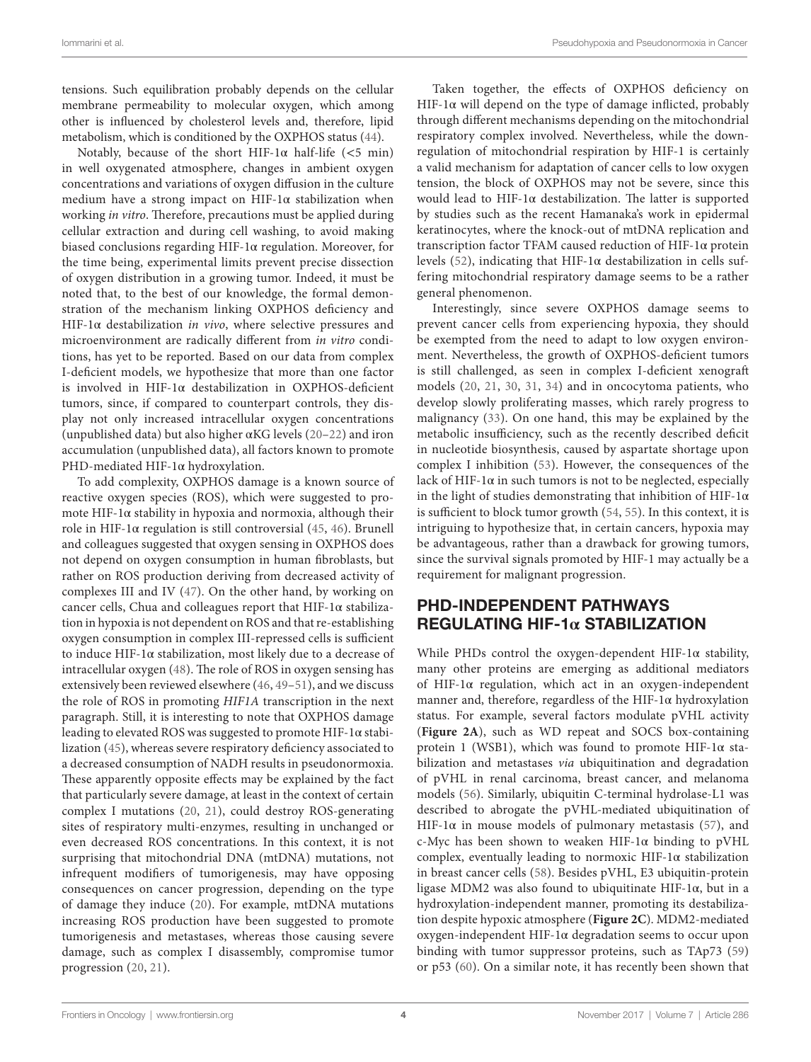tensions. Such equilibration probably depends on the cellular membrane permeability to molecular oxygen, which among other is influenced by cholesterol levels and, therefore, lipid metabolism, which is conditioned by the OXPHOS status (44).

Notably, because of the short HIF-1α half-life (<5 min) in well oxygenated atmosphere, changes in ambient oxygen concentrations and variations of oxygen diffusion in the culture medium have a strong impact on HIF-1α stabilization when working *in vitro*. Therefore, precautions must be applied during cellular extraction and during cell washing, to avoid making biased conclusions regarding HIF-1α regulation. Moreover, for the time being, experimental limits prevent precise dissection of oxygen distribution in a growing tumor. Indeed, it must be noted that, to the best of our knowledge, the formal demonstration of the mechanism linking OXPHOS deficiency and HIF-1α destabilization *in vivo*, where selective pressures and microenvironment are radically different from *in vitro* conditions, has yet to be reported. Based on our data from complex I-deficient models, we hypothesize that more than one factor is involved in HIF-1α destabilization in OXPHOS-deficient tumors, since, if compared to counterpart controls, they display not only increased intracellular oxygen concentrations (unpublished data) but also higher αKG levels (20–22) and iron accumulation (unpublished data), all factors known to promote PHD-mediated HIF-1α hydroxylation.

To add complexity, OXPHOS damage is a known source of reactive oxygen species (ROS), which were suggested to promote HIF-1α stability in hypoxia and normoxia, although their role in HIF-1α regulation is still controversial (45, 46). Brunell and colleagues suggested that oxygen sensing in OXPHOS does not depend on oxygen consumption in human fibroblasts, but rather on ROS production deriving from decreased activity of complexes III and IV (47). On the other hand, by working on cancer cells, Chua and colleagues report that HIF-1α stabilization in hypoxia is not dependent on ROS and that re-establishing oxygen consumption in complex III-repressed cells is sufficient to induce HIF-1α stabilization, most likely due to a decrease of intracellular oxygen (48). The role of ROS in oxygen sensing has extensively been reviewed elsewhere (46, 49–51), and we discuss the role of ROS in promoting *HIF1A* transcription in the next paragraph. Still, it is interesting to note that OXPHOS damage leading to elevated ROS was suggested to promote HIF-1α stabilization (45), whereas severe respiratory deficiency associated to a decreased consumption of NADH results in pseudonormoxia. These apparently opposite effects may be explained by the fact that particularly severe damage, at least in the context of certain complex I mutations (20, 21), could destroy ROS-generating sites of respiratory multi-enzymes, resulting in unchanged or even decreased ROS concentrations. In this context, it is not surprising that mitochondrial DNA (mtDNA) mutations, not infrequent modifiers of tumorigenesis, may have opposing consequences on cancer progression, depending on the type of damage they induce (20). For example, mtDNA mutations increasing ROS production have been suggested to promote tumorigenesis and metastases, whereas those causing severe damage, such as complex I disassembly, compromise tumor progression (20, 21).

Taken together, the effects of OXPHOS deficiency on HIF-1α will depend on the type of damage inflicted, probably through different mechanisms depending on the mitochondrial respiratory complex involved. Nevertheless, while the downregulation of mitochondrial respiration by HIF-1 is certainly a valid mechanism for adaptation of cancer cells to low oxygen tension, the block of OXPHOS may not be severe, since this would lead to HIF-1α destabilization. The latter is supported by studies such as the recent Hamanaka's work in epidermal keratinocytes, where the knock-out of mtDNA replication and transcription factor TFAM caused reduction of HIF-1α protein levels (52), indicating that HIF-1α destabilization in cells suffering mitochondrial respiratory damage seems to be a rather general phenomenon.

Interestingly, since severe OXPHOS damage seems to prevent cancer cells from experiencing hypoxia, they should be exempted from the need to adapt to low oxygen environment. Nevertheless, the growth of OXPHOS-deficient tumors is still challenged, as seen in complex I-deficient xenograft models (20, 21, 30, 31, 34) and in oncocytoma patients, who develop slowly proliferating masses, which rarely progress to malignancy (33). On one hand, this may be explained by the metabolic insufficiency, such as the recently described deficit in nucleotide biosynthesis, caused by aspartate shortage upon complex I inhibition (53). However, the consequences of the lack of HIF-1α in such tumors is not to be neglected, especially in the light of studies demonstrating that inhibition of HIF-1α is sufficient to block tumor growth (54, 55). In this context, it is intriguing to hypothesize that, in certain cancers, hypoxia may be advantageous, rather than a drawback for growing tumors, since the survival signals promoted by HIF-1 may actually be a requirement for malignant progression.

## PHD-INDEPENDENT PATHWAYS REGULATING HIF-1α STABILIZATION

While PHDs control the oxygen-dependent HIF-1α stability, many other proteins are emerging as additional mediators of HIF-1α regulation, which act in an oxygen-independent manner and, therefore, regardless of the HIF-1α hydroxylation status. For example, several factors modulate pVHL activity (**Figure 2A**), such as WD repeat and SOCS box-containing protein 1 (WSB1), which was found to promote HIF-1α stabilization and metastases *via* ubiquitination and degradation of pVHL in renal carcinoma, breast cancer, and melanoma models (56). Similarly, ubiquitin C-terminal hydrolase-L1 was described to abrogate the pVHL-mediated ubiquitination of HIF-1α in mouse models of pulmonary metastasis (57), and c-Myc has been shown to weaken HIF-1α binding to pVHL complex, eventually leading to normoxic HIF-1α stabilization in breast cancer cells (58). Besides pVHL, E3 ubiquitin-protein ligase MDM2 was also found to ubiquitinate HIF-1α, but in a hydroxylation-independent manner, promoting its destabilization despite hypoxic atmosphere (**Figure 2C**). MDM2-mediated oxygen-independent HIF-1α degradation seems to occur upon binding with tumor suppressor proteins, such as TAp73 (59) or p53 (60). On a similar note, it has recently been shown that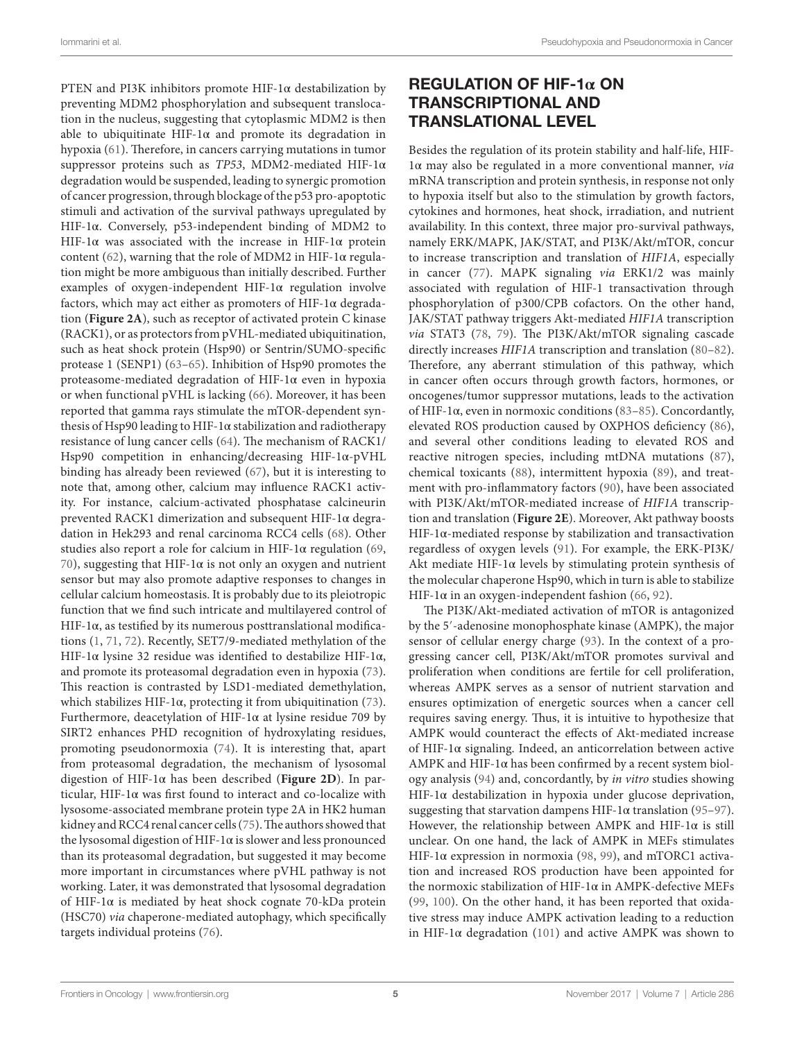PTEN and PI3K inhibitors promote HIF-1α destabilization by preventing MDM2 phosphorylation and subsequent translocation in the nucleus, suggesting that cytoplasmic MDM2 is then able to ubiquitinate HIF-1α and promote its degradation in hypoxia (61). Therefore, in cancers carrying mutations in tumor suppressor proteins such as *TP53*, MDM2-mediated HIF-1α degradation would be suspended, leading to synergic promotion of cancer progression, through blockage of the p53 pro-apoptotic stimuli and activation of the survival pathways upregulated by HIF-1α. Conversely, p53-independent binding of MDM2 to HIF-1α was associated with the increase in HIF-1α protein content (62), warning that the role of MDM2 in HIF-1α regulation might be more ambiguous than initially described. Further examples of oxygen-independent HIF-1α regulation involve factors, which may act either as promoters of HIF-1α degradation (**Figure 2A**), such as receptor of activated protein C kinase (RACK1), or as protectors from pVHL-mediated ubiquitination, such as heat shock protein (Hsp90) or Sentrin/SUMO-specific protease 1 (SENP1) (63–65). Inhibition of Hsp90 promotes the proteasome-mediated degradation of HIF-1α even in hypoxia or when functional pVHL is lacking (66). Moreover, it has been reported that gamma rays stimulate the mTOR-dependent synthesis of Hsp90 leading to HIF-1α stabilization and radiotherapy resistance of lung cancer cells (64). The mechanism of RACK1/Hsp90 competition in enhancing/decreasing HIF-1α-pVHL binding has already been reviewed (67), but it is interesting to note that, among other, calcium may influence RACK1 activity. For instance, calcium-activated phosphatase calcineurin prevented RACK1 dimerization and subsequent HIF-1α degradation in Hek293 and renal carcinoma RCC4 cells (68). Other studies also report a role for calcium in HIF-1α regulation (69, 70), suggesting that HIF-1α is not only an oxygen and nutrient sensor but may also promote adaptive responses to changes in cellular calcium homeostasis. It is probably due to its pleiotropic function that we find such intricate and multilayered control of HIF-1α, as testified by its numerous posttranslational modifications (1, 71, 72). Recently, SET7/9-mediated methylation of the HIF-1α lysine 32 residue was identified to destabilize HIF-1α, and promote its proteasomal degradation even in hypoxia (73). This reaction is contrasted by LSD1-mediated demethylation, which stabilizes HIF-1α, protecting it from ubiquitination (73). Furthermore, deacetylation of HIF-1α at lysine residue 709 by SIRT2 enhances PHD recognition of hydroxylating residues, promoting pseudonormoxia (74). It is interesting that, apart from proteasomal degradation, the mechanism of lysosomal digestion of HIF-1α has been described (**Figure 2D**). In particular, HIF-1α was first found to interact and co-localize with lysosome-associated membrane protein type 2A in HK2 human kidney and RCC4 renal cancer cells (75). The authors showed that the lysosomal digestion of HIF-1α is slower and less pronounced than its proteasomal degradation, but suggested it may become more important in circumstances where pVHL pathway is not working. Later, it was demonstrated that lysosomal degradation of HIF-1α is mediated by heat shock cognate 70-kDa protein (HSC70) *via* chaperone-mediated autophagy, which specifically targets individual proteins (76).

## REGULATION OF HIF-1α ON TRANSCRIPTIONAL AND TRANSLATIONAL LEVEL

Besides the regulation of its protein stability and half-life, HIF-1α may also be regulated in a more conventional manner, *via* mRNA transcription and protein synthesis, in response not only to hypoxia itself but also to the stimulation by growth factors, cytokines and hormones, heat shock, irradiation, and nutrient availability. In this context, three major pro-survival pathways, namely ERK/MAPK, JAK/STAT, and PI3K/Akt/mTOR, concur to increase transcription and translation of *HIF1A*, especially in cancer (77). MAPK signaling *via* ERK1/2 was mainly associated with regulation of HIF-1 transactivation through phosphorylation of p300/CPB cofactors. On the other hand, JAK/STAT pathway triggers Akt-mediated *HIF1A* transcription *via* STAT3 (78, 79). The PI3K/Akt/mTOR signaling cascade directly increases *HIF1A* transcription and translation (80–82). Therefore, any aberrant stimulation of this pathway, which in cancer often occurs through growth factors, hormones, or oncogenes/tumor suppressor mutations, leads to the activation of HIF-1α, even in normoxic conditions (83–85). Concordantly, elevated ROS production caused by OXPHOS deficiency (86), and several other conditions leading to elevated ROS and reactive nitrogen species, including mtDNA mutations (87), chemical toxicants (88), intermittent hypoxia (89), and treatment with pro-inflammatory factors (90), have been associated with PI3K/Akt/mTOR-mediated increase of *HIF1A* transcription and translation (**Figure 2E**). Moreover, Akt pathway boosts HIF-1α-mediated response by stabilization and transactivation regardless of oxygen levels (91). For example, the ERK-PI3K/Akt mediate HIF-1α levels by stimulating protein synthesis of the molecular chaperone Hsp90, which in turn is able to stabilize HIF-1α in an oxygen-independent fashion (66, 92).

The PI3K/Akt-mediated activation of mTOR is antagonized by the 5′-adenosine monophosphate kinase (AMPK), the major sensor of cellular energy charge (93). In the context of a progressing cancer cell, PI3K/Akt/mTOR promotes survival and proliferation when conditions are fertile for cell proliferation, whereas AMPK serves as a sensor of nutrient starvation and ensures optimization of energetic sources when a cancer cell requires saving energy. Thus, it is intuitive to hypothesize that AMPK would counteract the effects of Akt-mediated increase of HIF-1α signaling. Indeed, an anticorrelation between active AMPK and HIF-1α has been confirmed by a recent system biology analysis (94) and, concordantly, by *in vitro* studies showing HIF-1α destabilization in hypoxia under glucose deprivation, suggesting that starvation dampens HIF-1α translation (95–97). However, the relationship between AMPK and HIF-1α is still unclear. On one hand, the lack of AMPK in MEFs stimulates HIF-1α expression in normoxia (98, 99), and mTORC1 activation and increased ROS production have been appointed for the normoxic stabilization of HIF-1α in AMPK-defective MEFs (99, 100). On the other hand, it has been reported that oxidative stress may induce AMPK activation leading to a reduction in HIF-1α degradation (101) and active AMPK was shown to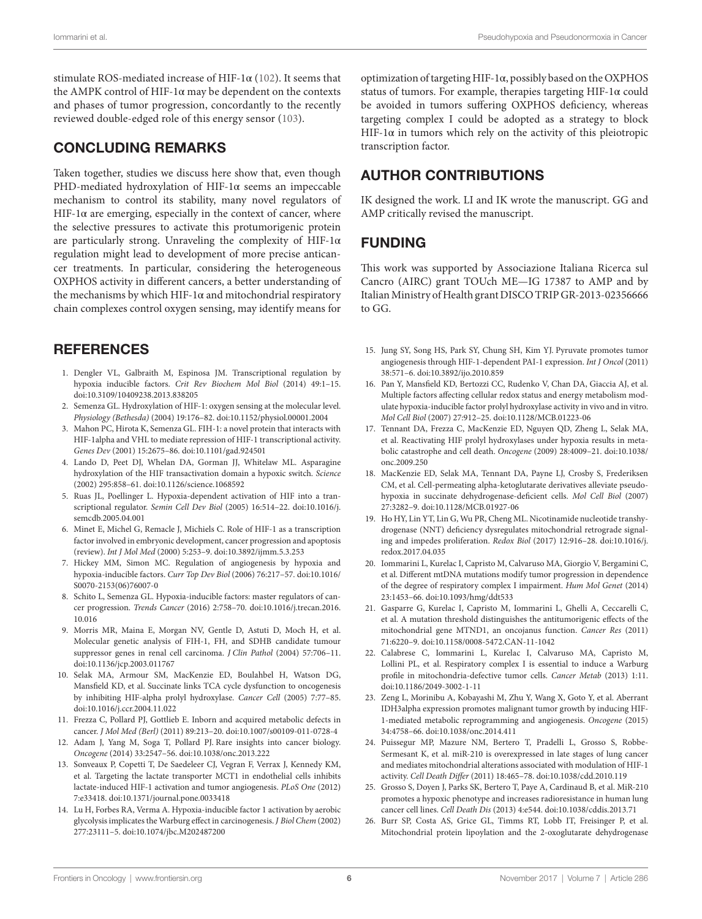stimulate ROS-mediated increase of HIF-1α (102). It seems that the AMPK control of HIF-1α may be dependent on the contexts and phases of tumor progression, concordantly to the recently reviewed double-edged role of this energy sensor (103).

## CONCLUDING REMARKS

Taken together, studies we discuss here show that, even though PHD-mediated hydroxylation of HIF-1α seems an impeccable mechanism to control its stability, many novel regulators of HIF-1α are emerging, especially in the context of cancer, where the selective pressures to activate this protumorigenic protein are particularly strong. Unraveling the complexity of HIF-1α regulation might lead to development of more precise anticancer treatments. In particular, considering the heterogeneous OXPHOS activity in different cancers, a better understanding of the mechanisms by which HIF-1α and mitochondrial respiratory chain complexes control oxygen sensing, may identify means for optimization of targeting HIF-1α, possibly based on the OXPHOS status of tumors. For example, therapies targeting HIF-1α could be avoided in tumors suffering OXPHOS deficiency, whereas targeting complex I could be adopted as a strategy to block HIF-1α in tumors which rely on the activity of this pleiotropic transcription factor.

## AUTHOR CONTRIBUTIONS

IK designed the work. LI and IK wrote the manuscript. GG and AMP critically revised the manuscript.

## FUNDING

This work was supported by Associazione Italiana Ricerca sul Cancro (AIRC) grant TOUch ME—IG 17387 to AMP and by Italian Ministry of Health grant DISCO TRIP GR-2013-02356666 to GG.

## REFERENCES

1. Dengler VL, Galbraith M, Espinosa JM. Transcriptional regulation by hypoxia inducible factors. *Crit Rev Biochem Mol Biol* (2014) 49:1–15. doi:10.3109/10409238.2013.838205
2. Semenza GL. Hydroxylation of HIF-1: oxygen sensing at the molecular level. *Physiology (Bethesda)* (2004) 19:176–82. doi:10.1152/physiol.00001.2004
3. Mahon PC, Hirota K, Semenza GL. FIH-1: a novel protein that interacts with HIF-1alpha and VHL to mediate repression of HIF-1 transcriptional activity. *Genes Dev* (2001) 15:2675–86. doi:10.1101/gad.924501
4. Lando D, Peet DJ, Whelan DA, Gorman JJ, Whitelaw ML. Asparagine hydroxylation of the HIF transactivation domain a hypoxic switch. *Science* (2002) 295:858–61. doi:10.1126/science.1068592
5. Ruas JL, Poellinger L. Hypoxia-dependent activation of HIF into a transcriptional regulator. *Semin Cell Dev Biol* (2005) 16:514–22. doi:10.1016/j.semcdb.2005.04.001
6. Minet E, Michel G, Remacle J, Michiels C. Role of HIF-1 as a transcription factor involved in embryonic development, cancer progression and apoptosis (review). *Int J Mol Med* (2000) 5:253–9. doi:10.3892/ijmm.5.3.253
7. Hickey MM, Simon MC. Regulation of angiogenesis by hypoxia and hypoxia-inducible factors. *Curr Top Dev Biol* (2006) 76:217–57. doi:10.1016/S0070-2153(06)76007-0
8. Schito L, Semenza GL. Hypoxia-inducible factors: master regulators of cancer progression. *Trends Cancer* (2016) 2:758–70. doi:10.1016/j.trecan.2016.10.016
9. Morris MR, Maina E, Morgan NV, Gentle D, Astuti D, Moch H, et al. Molecular genetic analysis of FIH-1, FH, and SDHB candidate tumour suppressor genes in renal cell carcinoma. *J Clin Pathol* (2004) 57:706–11. doi:10.1136/jcp.2003.011767
10. Selak MA, Armour SM, MacKenzie ED, Boulahbel H, Watson DG, Mansfield KD, et al. Succinate links TCA cycle dysfunction to oncogenesis by inhibiting HIF-alpha prolyl hydroxylase. *Cancer Cell* (2005) 7:77–85. doi:10.1016/j.ccr.2004.11.022
11. Frezza C, Pollard PJ, Gottlieb E. Inborn and acquired metabolic defects in cancer. *J Mol Med (Berl)* (2011) 89:213–20. doi:10.1007/s00109-011-0728-4
12. Adam J, Yang M, Soga T, Pollard PJ. Rare insights into cancer biology. *Oncogene* (2014) 33:2547–56. doi:10.1038/onc.2013.222
13. Sonveaux P, Copetti T, De Saedeleer CJ, Vegran F, Verrax J, Kennedy KM, et al. Targeting the lactate transporter MCT1 in endothelial cells inhibits lactate-induced HIF-1 activation and tumor angiogenesis. *PLoS One* (2012) 7:e33418. doi:10.1371/journal.pone.0033418
14. Lu H, Forbes RA, Verma A. Hypoxia-inducible factor 1 activation by aerobic glycolysis implicates the Warburg effect in carcinogenesis. *J Biol Chem* (2002) 277:23111–5. doi:10.1074/jbc.M202487200
15. Jung SY, Song HS, Park SY, Chung SH, Kim YJ. Pyruvate promotes tumor angiogenesis through HIF-1-dependent PAI-1 expression. *Int J Oncol* (2011) 38:571–6. doi:10.3892/ijo.2010.859
16. Pan Y, Mansfield KD, Bertozzi CC, Rudenko V, Chan DA, Giaccia AJ, et al. Multiple factors affecting cellular redox status and energy metabolism modulate hypoxia-inducible factor prolyl hydroxylase activity in vivo and in vitro. *Mol Cell Biol* (2007) 27:912–25. doi:10.1128/MCB.01223-06
17. Tennant DA, Frezza C, MacKenzie ED, Nguyen QD, Zheng L, Selak MA, et al. Reactivating HIF prolyl hydroxylases under hypoxia results in metabolic catastrophe and cell death. *Oncogene* (2009) 28:4009–21. doi:10.1038/onc.2009.250
18. MacKenzie ED, Selak MA, Tennant DA, Payne LJ, Crosby S, Frederiksen CM, et al. Cell-permeating alpha-ketoglutarate derivatives alleviate pseudohypoxia in succinate dehydrogenase-deficient cells. *Mol Cell Biol* (2007) 27:3282–9. doi:10.1128/MCB.01927-06
19. Ho HY, Lin YT, Lin G, Wu PR, Cheng ML. Nicotinamide nucleotide transhydrogenase (NNT) deficiency dysregulates mitochondrial retrograde signaling and impedes proliferation. *Redox Biol* (2017) 12:916–28. doi:10.1016/j.redox.2017.04.035
20. Iommarini L, Kurelac I, Capristo M, Calvaruso MA, Giorgio V, Bergamini C, et al. Different mtDNA mutations modify tumor progression in dependence of the degree of respiratory complex I impairment. *Hum Mol Genet* (2014) 23:1453–66. doi:10.1093/hmg/ddt533
21. Gasparre G, Kurelac I, Capristo M, Iommarini L, Ghelli A, Ceccarelli C, et al. A mutation threshold distinguishes the antitumorigenic effects of the mitochondrial gene MTND1, an oncojanus function. *Cancer Res* (2011) 71:6220–9. doi:10.1158/0008-5472.CAN-11-1042
22. Calabrese C, Iommarini L, Kurelac I, Calvaruso MA, Capristo M, Lollini PL, et al. Respiratory complex I is essential to induce a Warburg profile in mitochondria-defective tumor cells. *Cancer Metab* (2013) 1:11. doi:10.1186/2049-3002-1-11
23. Zeng L, Morinibu A, Kobayashi M, Zhu Y, Wang X, Goto Y, et al. Aberrant IDH3alpha expression promotes malignant tumor growth by inducing HIF-1-mediated metabolic reprogramming and angiogenesis. *Oncogene* (2015) 34:4758–66. doi:10.1038/onc.2014.411
24. Puissegur MP, Mazure NM, Bertero T, Pradelli L, Grosso S, Robbe-Sermesant K, et al. miR-210 is overexpressed in late stages of lung cancer and mediates mitochondrial alterations associated with modulation of HIF-1 activity. *Cell Death Differ* (2011) 18:465–78. doi:10.1038/cdd.2010.119
25. Grosso S, Doyen J, Parks SK, Bertero T, Paye A, Cardinaud B, et al. MiR-210 promotes a hypoxic phenotype and increases radioresistance in human lung cancer cell lines. *Cell Death Dis* (2013) 4:e544. doi:10.1038/cddis.2013.71
26. Burr SP, Costa AS, Grice GL, Timms RT, Lobb IT, Freisinger P, et al. Mitochondrial protein lipoylation and the 2-oxoglutarate dehydrogenase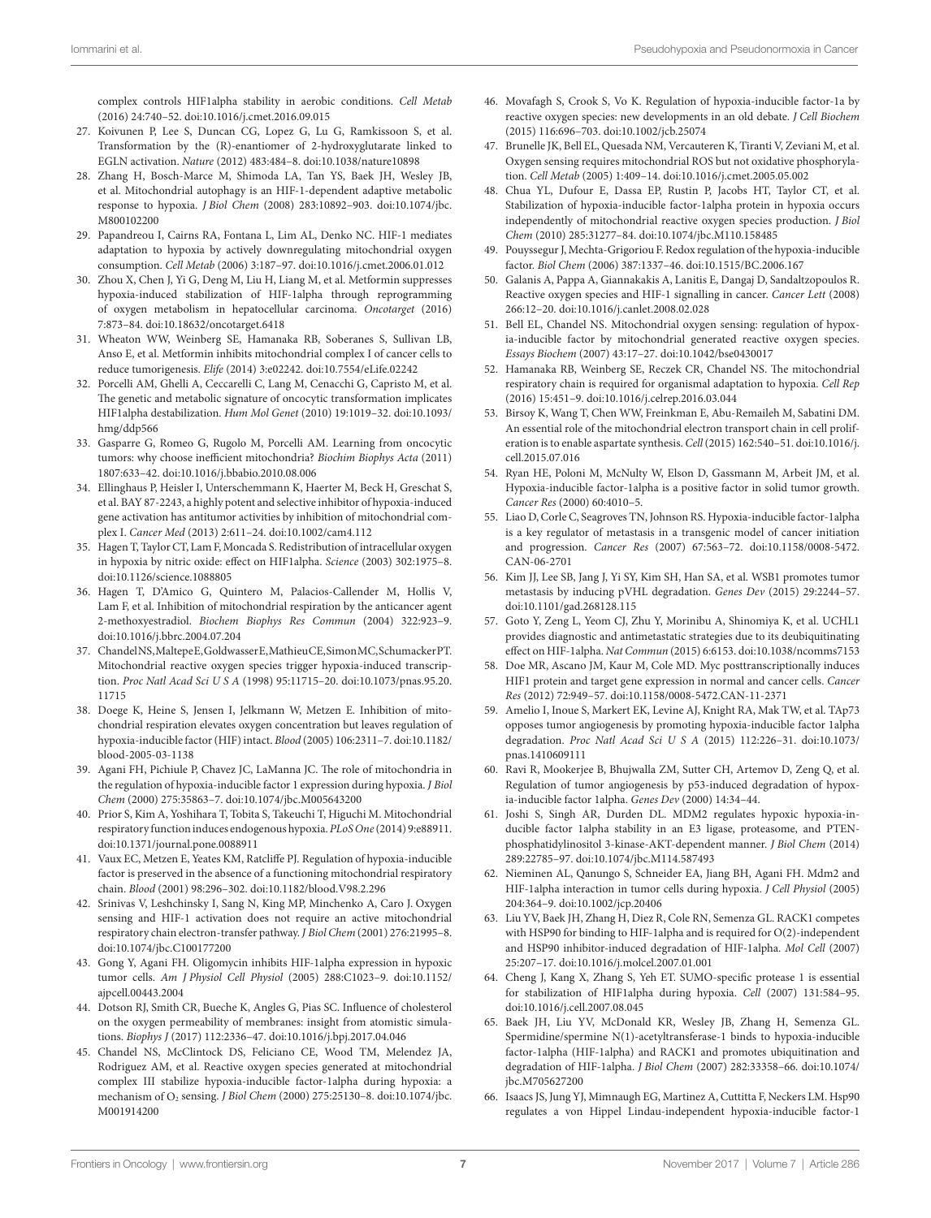complex controls HIF1alpha stability in aerobic conditions. *Cell Metab* (2016) 24:740–52. doi:10.1016/j.cmet.2016.09.015

27. Koivunen P, Lee S, Duncan CG, Lopez G, Lu G, Ramkissoon S, et al. Transformation by the (R)-enantiomer of 2-hydroxyglutarate linked to EGLN activation. *Nature* (2012) 483:484–8. doi:10.1038/nature10898
28. Zhang H, Bosch-Marce M, Shimoda LA, Tan YS, Baek JH, Wesley JB, et al. Mitochondrial autophagy is an HIF-1-dependent adaptive metabolic response to hypoxia. *J Biol Chem* (2008) 283:10892–903. doi:10.1074/jbc.M800102200
29. Papandreou I, Cairns RA, Fontana L, Lim AL, Denko NC. HIF-1 mediates adaptation to hypoxia by actively downregulating mitochondrial oxygen consumption. *Cell Metab* (2006) 3:187–97. doi:10.1016/j.cmet.2006.01.012
30. Zhou X, Chen J, Yi G, Deng M, Liu H, Liang M, et al. Metformin suppresses hypoxia-induced stabilization of HIF-1alpha through reprogramming of oxygen metabolism in hepatocellular carcinoma. *Oncotarget* (2016) 7:873–84. doi:10.18632/oncotarget.6418
31. Wheaton WW, Weinberg SE, Hamanaka RB, Soberanes S, Sullivan LB, Anso E, et al. Metformin inhibits mitochondrial complex I of cancer cells to reduce tumorigenesis. *Elife* (2014) 3:e02242. doi:10.7554/eLife.02242
32. Porcelli AM, Ghelli A, Ceccarelli C, Lang M, Cenacchi G, Capristo M, et al. The genetic and metabolic signature of oncocytic transformation implicates HIF1alpha destabilization. *Hum Mol Genet* (2010) 19:1019–32. doi:10.1093/hmg/ddp566
33. Gasparre G, Romeo G, Rugolo M, Porcelli AM. Learning from oncocytic tumors: why choose inefficient mitochondria? *Biochim Biophys Acta* (2011) 1807:633–42. doi:10.1016/j.bbabio.2010.08.006
34. Ellinghaus P, Heisler I, Unterschemmann K, Haerter M, Beck H, Greschat S, et al. BAY 87-2243, a highly potent and selective inhibitor of hypoxia-induced gene activation has antitumor activities by inhibition of mitochondrial complex I. *Cancer Med* (2013) 2:611–24. doi:10.1002/cam4.112
35. Hagen T, Taylor CT, Lam F, Moncada S. Redistribution of intracellular oxygen in hypoxia by nitric oxide: effect on HIF1alpha. *Science* (2003) 302:1975–8. doi:10.1126/science.1088805
36. Hagen T, D'Amico G, Quintero M, Palacios-Callender M, Hollis V, Lam F, et al. Inhibition of mitochondrial respiration by the anticancer agent 2-methoxyestradiol. *Biochem Biophys Res Commun* (2004) 322:923–9. doi:10.1016/j.bbrc.2004.07.204
37. Chandel NS, Maltepe E, Goldwasser E, Mathieu CE, Simon MC, Schumacker PT. Mitochondrial reactive oxygen species trigger hypoxia-induced transcription. *Proc Natl Acad Sci U S A* (1998) 95:11715–20. doi:10.1073/pnas.95.20.11715
38. Doege K, Heine S, Jensen I, Jelkmann W, Metzen E. Inhibition of mitochondrial respiration elevates oxygen concentration but leaves regulation of hypoxia-inducible factor (HIF) intact. *Blood* (2005) 106:2311–7. doi:10.1182/blood-2005-03-1138
39. Agani FH, Pichiule P, Chavez JC, LaManna JC. The role of mitochondria in the regulation of hypoxia-inducible factor 1 expression during hypoxia. *J Biol Chem* (2000) 275:35863–7. doi:10.1074/jbc.M005643200
40. Prior S, Kim A, Yoshihara T, Tobita S, Takeuchi T, Higuchi M. Mitochondrial respiratory function induces endogenous hypoxia. *PLoS One* (2014) 9:e88911. doi:10.1371/journal.pone.0088911
41. Vaux EC, Metzen E, Yeates KM, Ratcliffe PJ. Regulation of hypoxia-inducible factor is preserved in the absence of a functioning mitochondrial respiratory chain. *Blood* (2001) 98:296–302. doi:10.1182/blood.V98.2.296
42. Srinivas V, Leshchinsky I, Sang N, King MP, Minchenko A, Caro J. Oxygen sensing and HIF-1 activation does not require an active mitochondrial respiratory chain electron-transfer pathway. *J Biol Chem* (2001) 276:21995–8. doi:10.1074/jbc.C100177200
43. Gong Y, Agani FH. Oligomycin inhibits HIF-1alpha expression in hypoxic tumor cells. *Am J Physiol Cell Physiol* (2005) 288:C1023–9. doi:10.1152/ajpcell.00443.2004
44. Dotson RJ, Smith CR, Bueche K, Angles G, Pias SC. Influence of cholesterol on the oxygen permeability of membranes: insight from atomistic simulations. *Biophys J* (2017) 112:2336–47. doi:10.1016/j.bpj.2017.04.046
45. Chandel NS, McClintock DS, Feliciano CE, Wood TM, Melendez JA, Rodriguez AM, et al. Reactive oxygen species generated at mitochondrial complex III stabilize hypoxia-inducible factor-1alpha during hypoxia: a mechanism of $O_2$ sensing. *J Biol Chem* (2000) 275:25130–8. doi:10.1074/jbc.M001914200
46. Movafagh S, Crook S, Vo K. Regulation of hypoxia-inducible factor-1a by reactive oxygen species: new developments in an old debate. *J Cell Biochem* (2015) 116:696–703. doi:10.1002/jcb.25074
47. Brunelle JK, Bell EL, Quesada NM, Vercauteren K, Tiranti V, Zeviani M, et al. Oxygen sensing requires mitochondrial ROS but not oxidative phosphorylation. *Cell Metab* (2005) 1:409–14. doi:10.1016/j.cmet.2005.05.002
48. Chua YL, Dufour E, Dassa EP, Rustin P, Jacobs HT, Taylor CT, et al. Stabilization of hypoxia-inducible factor-1alpha protein in hypoxia occurs independently of mitochondrial reactive oxygen species production. *J Biol Chem* (2010) 285:31277–84. doi:10.1074/jbc.M110.158485
49. Pouyssegur J, Mechta-Grigoriou F. Redox regulation of the hypoxia-inducible factor. *Biol Chem* (2006) 387:1337–46. doi:10.1515/BC.2006.167
50. Galanis A, Pappa A, Giannakakis A, Lanitis E, Dangaj D, Sandaltzopoulos R. Reactive oxygen species and HIF-1 signalling in cancer. *Cancer Lett* (2008) 266:12–20. doi:10.1016/j.canlet.2008.02.028
51. Bell EL, Chandel NS. Mitochondrial oxygen sensing: regulation of hypoxia-inducible factor by mitochondrial generated reactive oxygen species. *Essays Biochem* (2007) 43:17–27. doi:10.1042/bse0430017
52. Hamanaka RB, Weinberg SE, Reczek CR, Chandel NS. The mitochondrial respiratory chain is required for organismal adaptation to hypoxia. *Cell Rep* (2016) 15:451–9. doi:10.1016/j.celrep.2016.03.044
53. Birsoy K, Wang T, Chen WW, Freinkman E, Abu-Remaileh M, Sabatini DM. An essential role of the mitochondrial electron transport chain in cell proliferation is to enable aspartate synthesis. *Cell* (2015) 162:540–51. doi:10.1016/j.cell.2015.07.016
54. Ryan HE, Poloni M, McNulty W, Elson D, Gassmann M, Arbeit JM, et al. Hypoxia-inducible factor-1alpha is a positive factor in solid tumor growth. *Cancer Res* (2000) 60:4010–5.
55. Liao D, Corle C, Seagroves TN, Johnson RS. Hypoxia-inducible factor-1alpha is a key regulator of metastasis in a transgenic model of cancer initiation and progression. *Cancer Res* (2007) 67:563–72. doi:10.1158/0008-5472.CAN-06-2701
56. Kim JJ, Lee SB, Jang J, Yi SY, Kim SH, Han SA, et al. WSB1 promotes tumor metastasis by inducing pVHL degradation. *Genes Dev* (2015) 29:2244–57. doi:10.1101/gad.268128.115
57. Goto Y, Zeng L, Yeom CJ, Zhu Y, Morinibu A, Shinomiya K, et al. UCHL1 provides diagnostic and antimetastatic strategies due to its deubiquitinating effect on HIF-1alpha. *Nat Commun* (2015) 6:6153. doi:10.1038/ncomms7153
58. Doe MR, Ascano JM, Kaur M, Cole MD. Myc posttranscriptionally induces HIF1 protein and target gene expression in normal and cancer cells. *Cancer Res* (2012) 72:949–57. doi:10.1158/0008-5472.CAN-11-2371
59. Amelio I, Inoue S, Markert EK, Levine AJ, Knight RA, Mak TW, et al. TAp73 opposes tumor angiogenesis by promoting hypoxia-inducible factor 1alpha degradation. *Proc Natl Acad Sci U S A* (2015) 112:226–31. doi:10.1073/pnas.1410609111
60. Ravi R, Mookerjee B, Bhujwalla ZM, Sutter CH, Artemov D, Zeng Q, et al. Regulation of tumor angiogenesis by p53-induced degradation of hypoxia-inducible factor 1alpha. *Genes Dev* (2000) 14:34–44.
61. Joshi S, Singh AR, Durden DL. MDM2 regulates hypoxic hypoxia-inducible factor 1alpha stability in an E3 ligase, proteasome, and PTEN-phosphatidylinositol 3-kinase-AKT-dependent manner. *J Biol Chem* (2014) 289:22785–97. doi:10.1074/jbc.M114.587493
62. Nieminen AL, Qanungo S, Schneider EA, Jiang BH, Agani FH. Mdm2 and HIF-1alpha interaction in tumor cells during hypoxia. *J Cell Physiol* (2005) 204:364–9. doi:10.1002/jcp.20406
63. Liu YV, Baek JH, Zhang H, Diez R, Cole RN, Semenza GL. RACK1 competes with HSP90 for binding to HIF-1alpha and is required for O(2)-independent and HSP90 inhibitor-induced degradation of HIF-1alpha. *Mol Cell* (2007) 25:207–17. doi:10.1016/j.molcel.2007.01.001
64. Cheng J, Kang X, Zhang S, Yeh ET. SUMO-specific protease 1 is essential for stabilization of HIF1alpha during hypoxia. *Cell* (2007) 131:584–95. doi:10.1016/j.cell.2007.08.045
65. Baek JH, Liu YV, McDonald KR, Wesley JB, Zhang H, Semenza GL. Spermidine/spermine N(1)-acetyltransferase-1 binds to hypoxia-inducible factor-1alpha (HIF-1alpha) and RACK1 and promotes ubiquitination and degradation of HIF-1alpha. *J Biol Chem* (2007) 282:33358–66. doi:10.1074/jbc.M705627200
66. Isaacs JS, Jung YJ, Mimnaugh EG, Martinez A, Cuttitta F, Neckers LM. Hsp90 regulates a von Hippel Lindau-independent hypoxia-inducible factor-1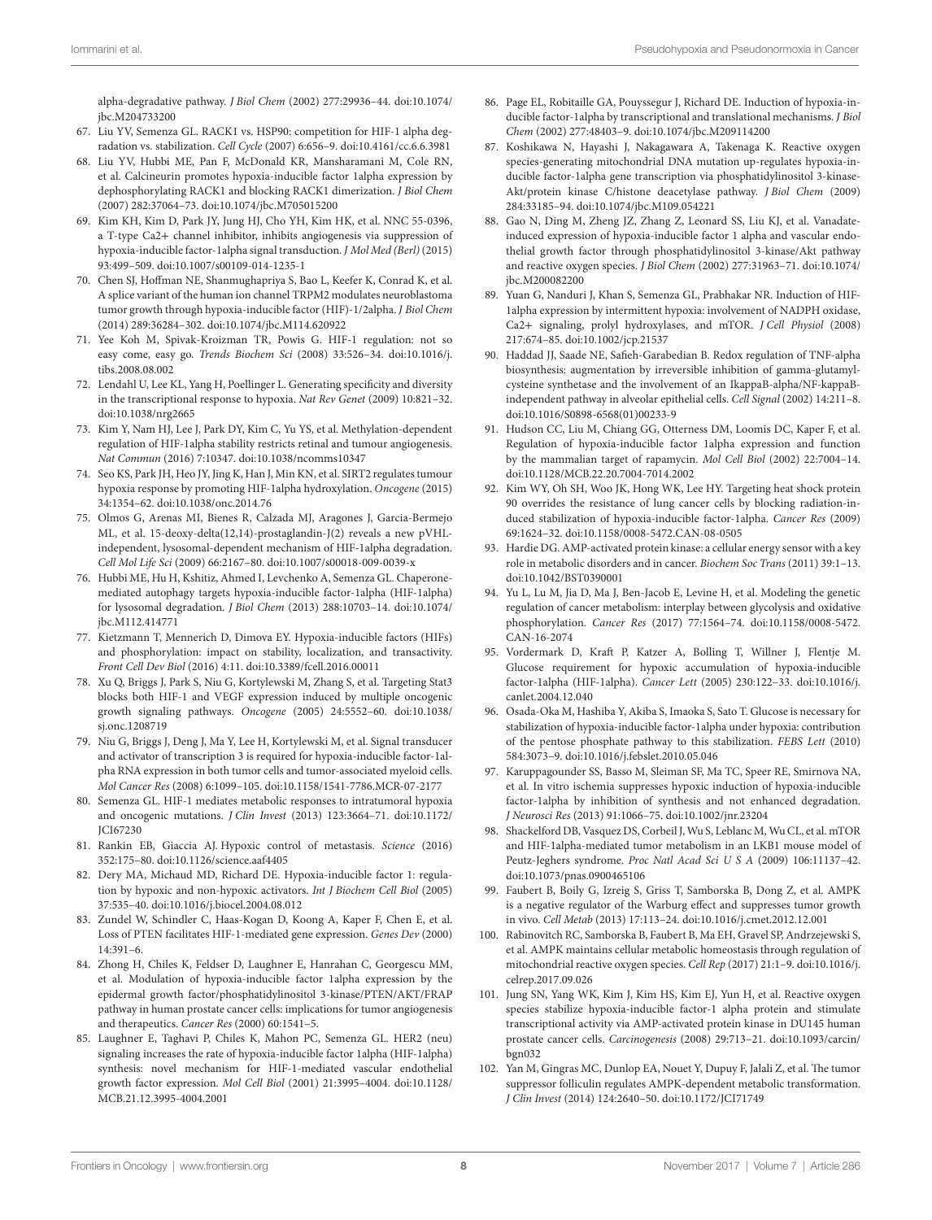alpha-degradative pathway. *J Biol Chem* (2002) 277:29936–44. doi:10.1074/jbc.M204733200

67. Liu YV, Semenza GL. RACK1 vs. HSP90: competition for HIF-1 alpha degradation vs. stabilization. *Cell Cycle* (2007) 6:656–9. doi:10.4161/cc.6.6.3981
68. Liu YV, Hubbi ME, Pan F, McDonald KR, Mansharamani M, Cole RN, et al. Calcineurin promotes hypoxia-inducible factor 1alpha expression by dephosphorylating RACK1 and blocking RACK1 dimerization. *J Biol Chem* (2007) 282:37064–73. doi:10.1074/jbc.M705015200
69. Kim KH, Kim D, Park JY, Jung HJ, Cho YH, Kim HK, et al. NNC 55-0396, a T-type Ca2+ channel inhibitor, inhibits angiogenesis via suppression of hypoxia-inducible factor-1alpha signal transduction. *J Mol Med (Berl)* (2015) 93:499–509. doi:10.1007/s00109-014-1235-1
70. Chen SJ, Hoffman NE, Shanmughapriya S, Bao L, Keefer K, Conrad K, et al. A splice variant of the human ion channel TRPM2 modulates neuroblastoma tumor growth through hypoxia-inducible factor (HIF)-1/2alpha. *J Biol Chem* (2014) 289:36284–302. doi:10.1074/jbc.M114.620922
71. Yee Koh M, Spivak-Kroizman TR, Powis G. HIF-1 regulation: not so easy come, easy go. *Trends Biochem Sci* (2008) 33:526–34. doi:10.1016/j.tibs.2008.08.002
72. Lendahl U, Lee KL, Yang H, Poellinger L. Generating specificity and diversity in the transcriptional response to hypoxia. *Nat Rev Genet* (2009) 10:821–32. doi:10.1038/nrg2665
73. Kim Y, Nam HJ, Lee J, Park DY, Kim C, Yu YS, et al. Methylation-dependent regulation of HIF-1alpha stability restricts retinal and tumour angiogenesis. *Nat Commun* (2016) 7:10347. doi:10.1038/ncomms10347
74. Seo KS, Park JH, Heo JY, Jing K, Han J, Min KN, et al. SIRT2 regulates tumour hypoxia response by promoting HIF-1alpha hydroxylation. *Oncogene* (2015) 34:1354–62. doi:10.1038/onc.2014.76
75. Olmos G, Arenas MI, Bienes R, Calzada MJ, Aragones J, Garcia-Bermejo ML, et al. 15-deoxy-delta(12,14)-prostaglandin-J(2) reveals a new pVHL-independent, lysosomal-dependent mechanism of HIF-1alpha degradation. *Cell Mol Life Sci* (2009) 66:2167–80. doi:10.1007/s00018-009-0039-x
76. Hubbi ME, Hu H, Kshitiz, Ahmed I, Levchenko A, Semenza GL. Chaperone-mediated autophagy targets hypoxia-inducible factor-1alpha (HIF-1alpha) for lysosomal degradation. *J Biol Chem* (2013) 288:10703–14. doi:10.1074/jbc.M112.414771
77. Kietzmann T, Mennerich D, Dimova EY. Hypoxia-inducible factors (HIFs) and phosphorylation: impact on stability, localization, and transactivity. *Front Cell Dev Biol* (2016) 4:11. doi:10.3389/fcell.2016.00011
78. Xu Q, Briggs J, Park S, Niu G, Kortylewski M, Zhang S, et al. Targeting Stat3 blocks both HIF-1 and VEGF expression induced by multiple oncogenic growth signaling pathways. *Oncogene* (2005) 24:5552–60. doi:10.1038/sj.onc.1208719
79. Niu G, Briggs J, Deng J, Ma Y, Lee H, Kortylewski M, et al. Signal transducer and activator of transcription 3 is required for hypoxia-inducible factor-1alpha RNA expression in both tumor cells and tumor-associated myeloid cells. *Mol Cancer Res* (2008) 6:1099–105. doi:10.1158/1541-7786.MCR-07-2177
80. Semenza GL. HIF-1 mediates metabolic responses to intratumoral hypoxia and oncogenic mutations. *J Clin Invest* (2013) 123:3664–71. doi:10.1172/JCI67230
81. Rankin EB, Giaccia AJ. Hypoxic control of metastasis. *Science* (2016) 352:175–80. doi:10.1126/science.aaf4405
82. Dery MA, Michaud MD, Richard DE. Hypoxia-inducible factor 1: regulation by hypoxic and non-hypoxic activators. *Int J Biochem Cell Biol* (2005) 37:535–40. doi:10.1016/j.biocel.2004.08.012
83. Zundel W, Schindler C, Haas-Kogan D, Koong A, Kaper F, Chen E, et al. Loss of PTEN facilitates HIF-1-mediated gene expression. *Genes Dev* (2000) 14:391–6.
84. Zhong H, Chiles K, Feldser D, Laughner E, Hanrahan C, Georgescu MM, et al. Modulation of hypoxia-inducible factor 1alpha expression by the epidermal growth factor/phosphatidylinositol 3-kinase/PTEN/AKT/FRAP pathway in human prostate cancer cells: implications for tumor angiogenesis and therapeutics. *Cancer Res* (2000) 60:1541–5.
85. Laughner E, Taghavi P, Chiles K, Mahon PC, Semenza GL. HER2 (neu) signaling increases the rate of hypoxia-inducible factor 1alpha (HIF-1alpha) synthesis: novel mechanism for HIF-1-mediated vascular endothelial growth factor expression. *Mol Cell Biol* (2001) 21:3995–4004. doi:10.1128/MCB.21.12.3995-4004.2001
86. Page EL, Robitaille GA, Pouyssegur J, Richard DE. Induction of hypoxia-inducible factor-1alpha by transcriptional and translational mechanisms. *J Biol Chem* (2002) 277:48403–9. doi:10.1074/jbc.M209114200
87. Koshikawa N, Hayashi J, Nakagawara A, Takenaga K. Reactive oxygen species-generating mitochondrial DNA mutation up-regulates hypoxia-inducible factor-1alpha gene transcription via phosphatidylinositol 3-kinase-Akt/protein kinase C/histone deacetylase pathway. *J Biol Chem* (2009) 284:33185–94. doi:10.1074/jbc.M109.054221
88. Gao N, Ding M, Zheng JZ, Zhang Z, Leonard SS, Liu KJ, et al. Vanadate-induced expression of hypoxia-inducible factor 1 alpha and vascular endothelial growth factor through phosphatidylinositol 3-kinase/Akt pathway and reactive oxygen species. *J Biol Chem* (2002) 277:31963–71. doi:10.1074/jbc.M200082200
89. Yuan G, Nanduri J, Khan S, Semenza GL, Prabhakar NR. Induction of HIF-1alpha expression by intermittent hypoxia: involvement of NADPH oxidase, Ca2+ signaling, prolyl hydroxylases, and mTOR. *J Cell Physiol* (2008) 217:674–85. doi:10.1002/jcp.21537
90. Haddad JJ, Saade NE, Safieh-Garabedian B. Redox regulation of TNF-alpha biosynthesis: augmentation by irreversible inhibition of gamma-glutamylcysteine synthetase and the involvement of an IkappaB-alpha/NF-kappaB-independent pathway in alveolar epithelial cells. *Cell Signal* (2002) 14:211–8. doi:10.1016/S0898-6568(01)00233-9
91. Hudson CC, Liu M, Chiang GG, Otterness DM, Loomis DC, Kaper F, et al. Regulation of hypoxia-inducible factor 1alpha expression and function by the mammalian target of rapamycin. *Mol Cell Biol* (2002) 22:7004–14. doi:10.1128/MCB.22.20.7004-7014.2002
92. Kim WY, Oh SH, Woo JK, Hong WK, Lee HY. Targeting heat shock protein 90 overrides the resistance of lung cancer cells by blocking radiation-induced stabilization of hypoxia-inducible factor-1alpha. *Cancer Res* (2009) 69:1624–32. doi:10.1158/0008-5472.CAN-08-0505
93. Hardie DG. AMP-activated protein kinase: a cellular energy sensor with a key role in metabolic disorders and in cancer. *Biochem Soc Trans* (2011) 39:1–13. doi:10.1042/BST0390001
94. Yu L, Lu M, Jia D, Ma J, Ben-Jacob E, Levine H, et al. Modeling the genetic regulation of cancer metabolism: interplay between glycolysis and oxidative phosphorylation. *Cancer Res* (2017) 77:1564–74. doi:10.1158/0008-5472.CAN-16-2074
95. Vordermark D, Kraft P, Katzer A, Bolling T, Willner J, Flentje M. Glucose requirement for hypoxic accumulation of hypoxia-inducible factor-1alpha (HIF-1alpha). *Cancer Lett* (2005) 230:122–33. doi:10.1016/j.canlet.2004.12.040
96. Osada-Oka M, Hashiba Y, Akiba S, Imaoka S, Sato T. Glucose is necessary for stabilization of hypoxia-inducible factor-1alpha under hypoxia: contribution of the pentose phosphate pathway to this stabilization. *FEBS Lett* (2010) 584:3073–9. doi:10.1016/j.febslet.2010.05.046
97. Karuppagounder SS, Basso M, Sleiman SF, Ma TC, Speer RE, Smirnova NA, et al. In vitro ischemia suppresses hypoxic induction of hypoxia-inducible factor-1alpha by inhibition of synthesis and not enhanced degradation. *J Neurosci Res* (2013) 91:1066–75. doi:10.1002/jnr.23204
98. Shackelford DB, Vasquez DS, Corbeil J, Wu S, Leblanc M, Wu CL, et al. mTOR and HIF-1alpha-mediated tumor metabolism in an LKB1 mouse model of Peutz-Jeghers syndrome. *Proc Natl Acad Sci U S A* (2009) 106:11137–42. doi:10.1073/pnas.0900465106
99. Faubert B, Boily G, Izreig S, Griss T, Samborska B, Dong Z, et al. AMPK is a negative regulator of the Warburg effect and suppresses tumor growth in vivo. *Cell Metab* (2013) 17:113–24. doi:10.1016/j.cmet.2012.12.001
100. Rabinovitch RC, Samborska B, Faubert B, Ma EH, Gravel SP, Andrzejewski S, et al. AMPK maintains cellular metabolic homeostasis through regulation of mitochondrial reactive oxygen species. *Cell Rep* (2017) 21:1–9. doi:10.1016/j.celrep.2017.09.026
101. Jung SN, Yang WK, Kim J, Kim HS, Kim EJ, Yun H, et al. Reactive oxygen species stabilize hypoxia-inducible factor-1 alpha protein and stimulate transcriptional activity via AMP-activated protein kinase in DU145 human prostate cancer cells. *Carcinogenesis* (2008) 29:713–21. doi:10.1093/carcin/bgn032
102. Yan M, Gingras MC, Dunlop EA, Nouet Y, Dupuy F, Jalali Z, et al. The tumor suppressor folliculin regulates AMPK-dependent metabolic transformation. *J Clin Invest* (2014) 124:2640–50. doi:10.1172/JCI71749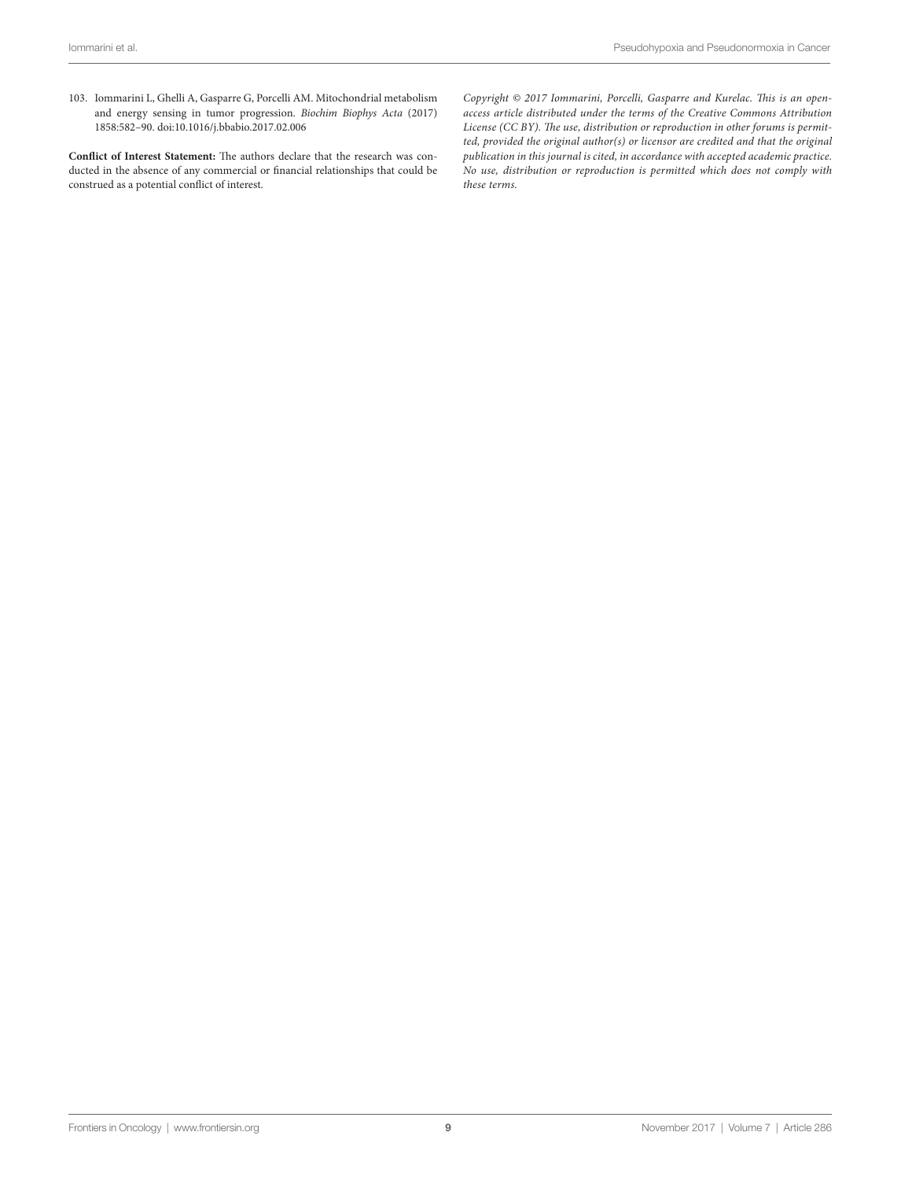103. Iommarini L, Ghelli A, Gasparre G, Porcelli AM. Mitochondrial metabolism and energy sensing in tumor progression. *Biochim Biophys Acta* (2017) 1858:582–90. doi:10.1016/j.bbabio.2017.02.006

**Conflict of Interest Statement:** The authors declare that the research was conducted in the absence of any commercial or financial relationships that could be construed as a potential conflict of interest.

*Copyright © 2017 Iommarini, Porcelli, Gasparre and Kurelac. This is an open-access article distributed under the terms of the Creative Commons Attribution License (CC BY). The use, distribution or reproduction in other forums is permitted, provided the original author(s) or licensor are credited and that the original publication in this journal is cited, in accordance with accepted academic practice. No use, distribution or reproduction is permitted which does not comply with these terms.*